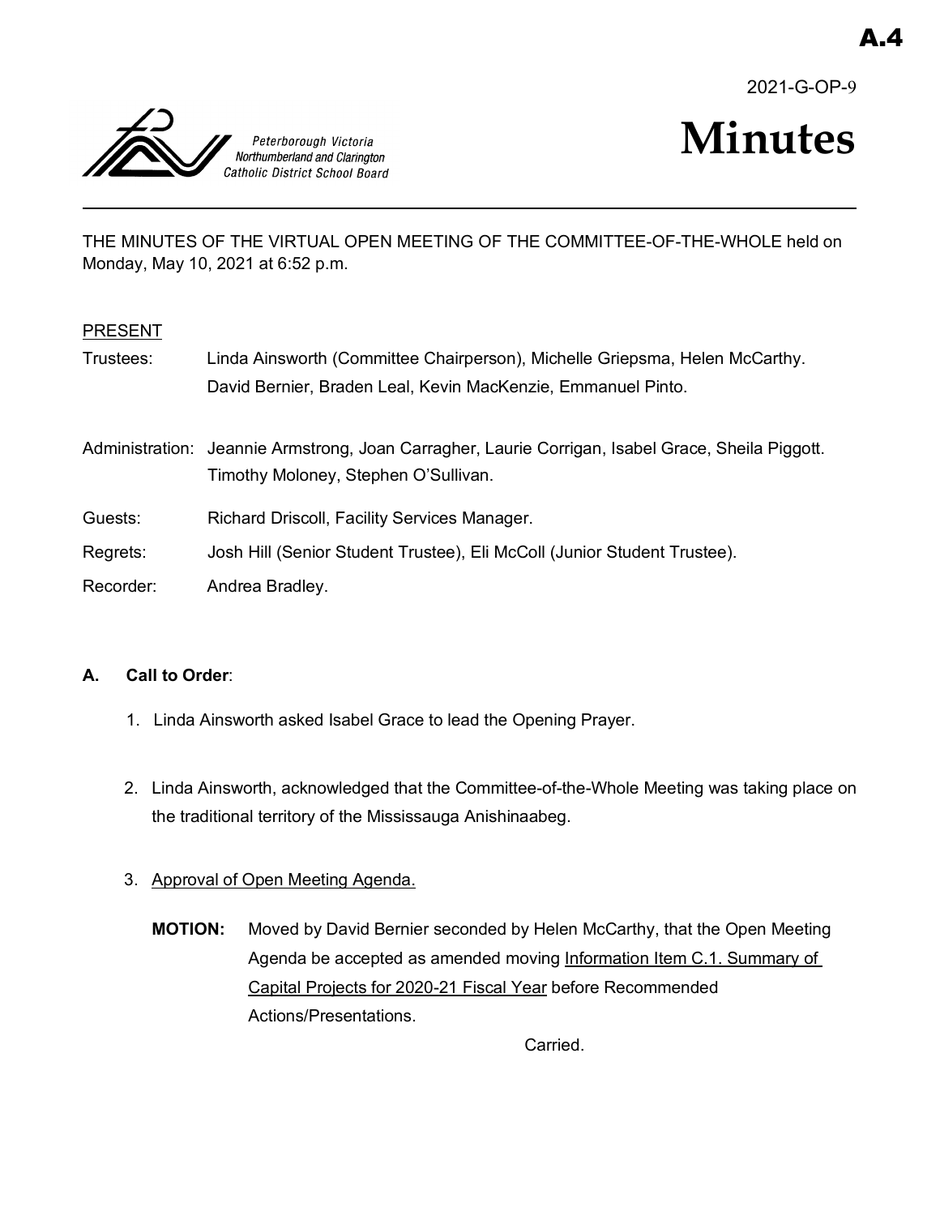A.4

2021-G-OP-9

Peterborough Victoria Northumberland and Clarington Catholic District School Board

# Minutes

THE MINUTES OF THE VIRTUAL OPEN MEETING OF THE COMMITTEE-OF-THE-WHOLE held on Monday, May 10, 2021 at 6:52 p.m.

PRESENT

Trustees: Linda Ainsworth (Committee Chairperson), Michelle Griepsma, Helen McCarthy. David Bernier, Braden Leal, Kevin MacKenzie, Emmanuel Pinto.

Administration: Jeannie Armstrong, Joan Carragher, Laurie Corrigan, Isabel Grace, Sheila Piggott. Timothy Moloney, Stephen O'Sullivan.

Guests: Richard Driscoll, Facility Services Manager.

Regrets: Josh Hill (Senior Student Trustee), Eli McColl (Junior Student Trustee).

Recorder: Andrea Bradley.

**A. Call to Order**:

1. Linda Ainsworth asked Isabel Grace to lead the Opening Prayer.

2. Linda Ainsworth, acknowledged that the Committee-of-the-Whole Meeting was taking place on the traditional territory of the Mississauga Anishinaabeg.

3. Approval of Open Meeting Agenda.

   **MOTION:** Moved by David Bernier seconded by Helen McCarthy, that the Open Meeting Agenda be accepted as amended moving Information Item C.1. Summary of Capital Projects for 2020-21 Fiscal Year before Recommended Actions/Presentations.

   Carried.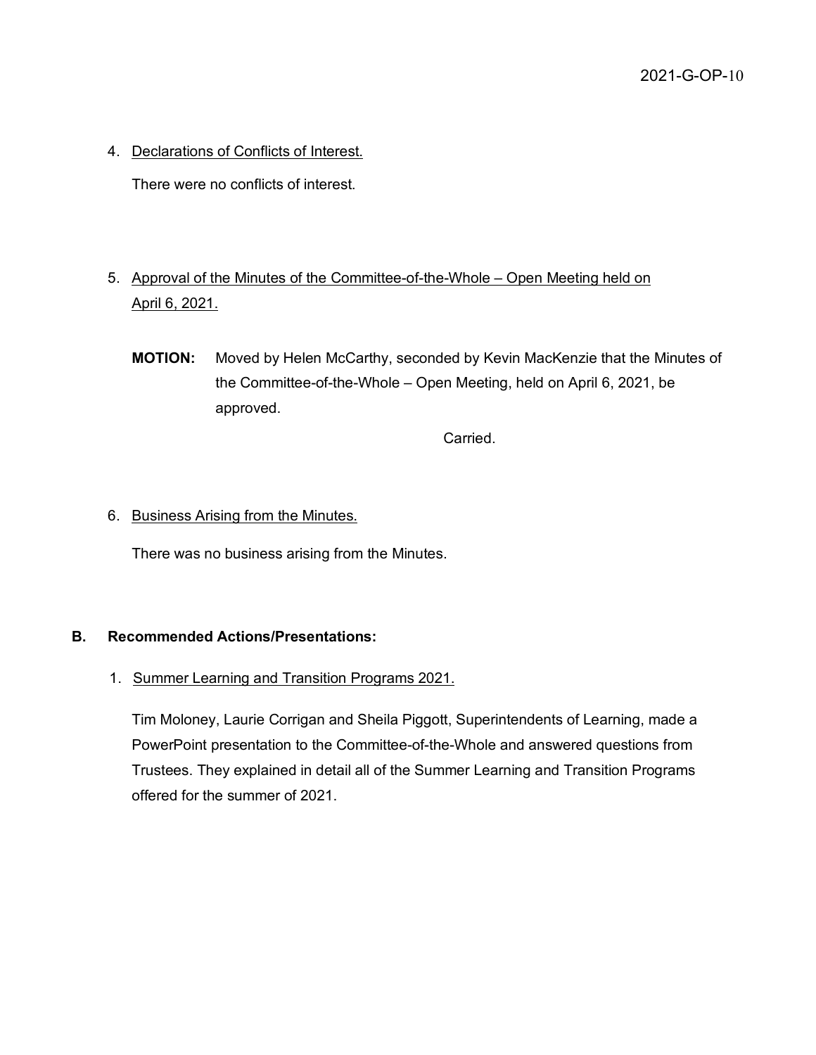4. Declarations of Conflicts of Interest.

   There were no conflicts of interest.

5. Approval of the Minutes of the Committee-of-the-Whole – Open Meeting held on April 6, 2021.

   **MOTION:** Moved by Helen McCarthy, seconded by Kevin MacKenzie that the Minutes of the Committee-of-the-Whole – Open Meeting, held on April 6, 2021, be approved.

   Carried.

6. Business Arising from the Minutes.

   There was no business arising from the Minutes.

## B. Recommended Actions/Presentations:

1. Summer Learning and Transition Programs 2021.

   Tim Moloney, Laurie Corrigan and Sheila Piggott, Superintendents of Learning, made a PowerPoint presentation to the Committee-of-the-Whole and answered questions from Trustees. They explained in detail all of the Summer Learning and Transition Programs offered for the summer of 2021.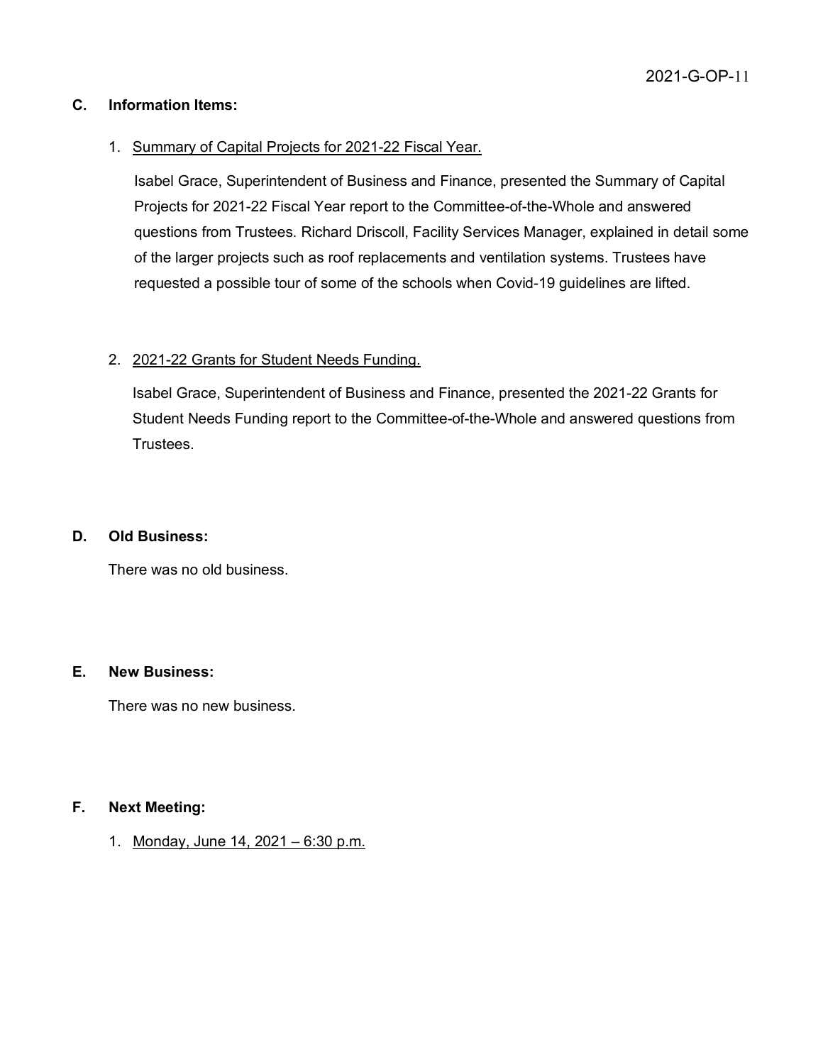2021-G-OP-11

## C. Information Items:

1. Summary of Capital Projects for 2021-22 Fiscal Year.

   Isabel Grace, Superintendent of Business and Finance, presented the Summary of Capital Projects for 2021-22 Fiscal Year report to the Committee-of-the-Whole and answered questions from Trustees. Richard Driscoll, Facility Services Manager, explained in detail some of the larger projects such as roof replacements and ventilation systems. Trustees have requested a possible tour of some of the schools when Covid-19 guidelines are lifted.

2. 2021-22 Grants for Student Needs Funding.

   Isabel Grace, Superintendent of Business and Finance, presented the 2021-22 Grants for Student Needs Funding report to the Committee-of-the-Whole and answered questions from Trustees.

## D. Old Business:

There was no old business.

## E. New Business:

There was no new business.

## F. Next Meeting:

1. Monday, June 14, 2021 – 6:30 p.m.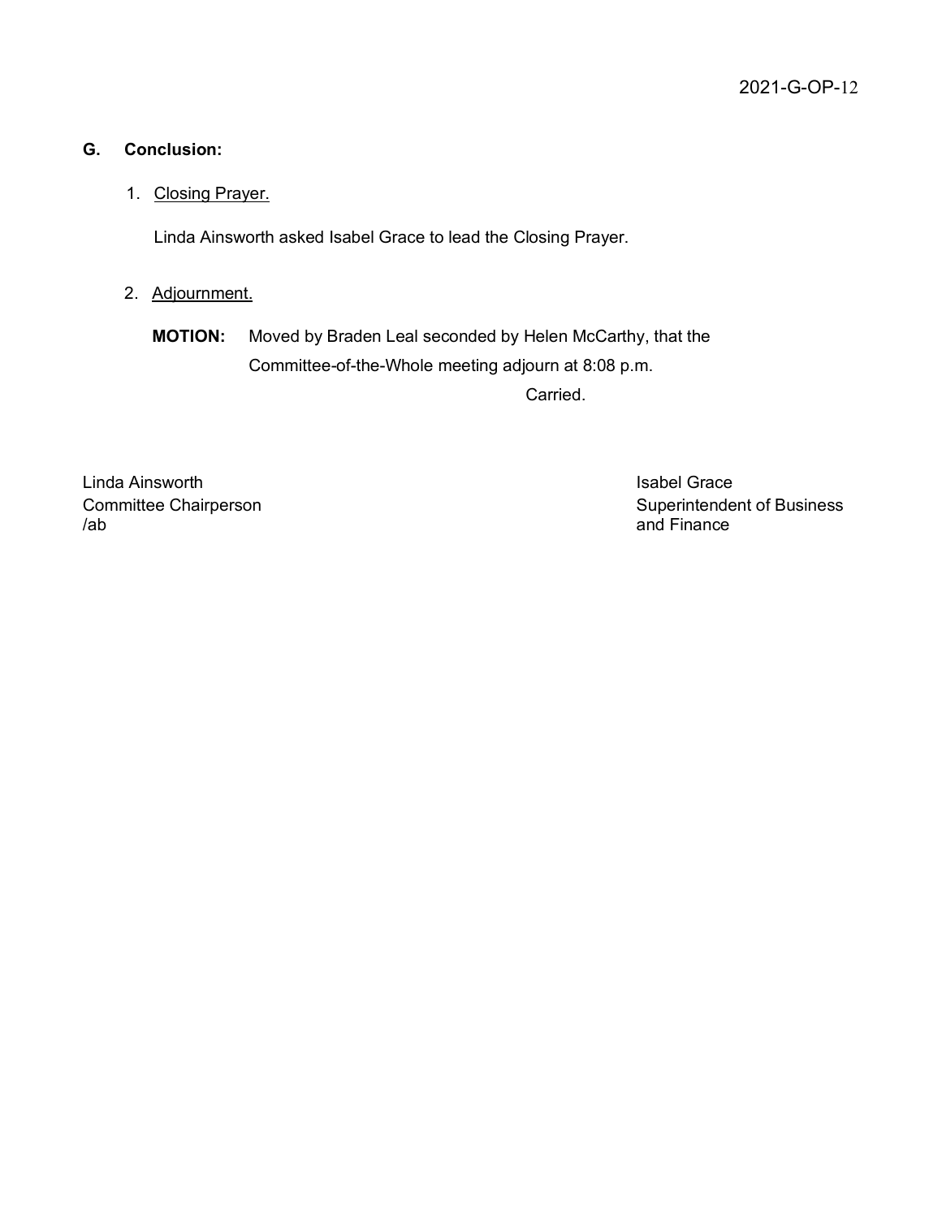2021-G-OP-12

## G. Conclusion:

1. Closing Prayer.

   Linda Ainsworth asked Isabel Grace to lead the Closing Prayer.

2. Adjournment.

   **MOTION:** Moved by Braden Leal seconded by Helen McCarthy, that the Committee-of-the-Whole meeting adjourn at 8:08 p.m.

   Carried.

Linda Ainsworth
Committee Chairperson
/ab

Isabel Grace
Superintendent of Business and Finance